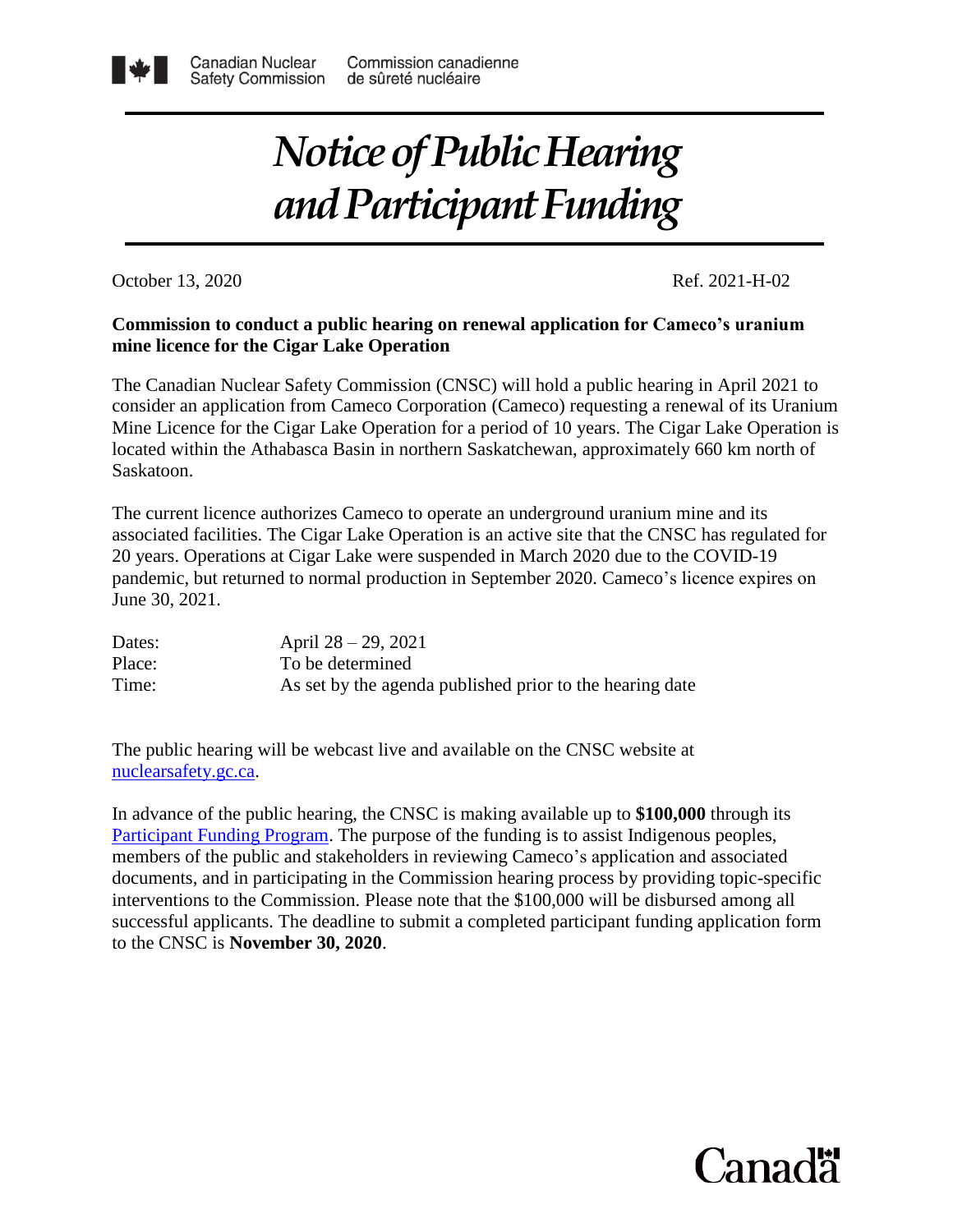Canadian Nuclear Safety Commission | Commission canadienne de sûreté nucléaire

# *Notice of Public Hearing and Participant Funding*

October 13, 2020 Ref. 2021-H-02

**Commission to conduct a public hearing on renewal application for Cameco's uranium mine licence for the Cigar Lake Operation**

The Canadian Nuclear Safety Commission (CNSC) will hold a public hearing in April 2021 to consider an application from Cameco Corporation (Cameco) requesting a renewal of its Uranium Mine Licence for the Cigar Lake Operation for a period of 10 years. The Cigar Lake Operation is located within the Athabasca Basin in northern Saskatchewan, approximately 660 km north of Saskatoon.

The current licence authorizes Cameco to operate an underground uranium mine and its associated facilities. The Cigar Lake Operation is an active site that the CNSC has regulated for 20 years. Operations at Cigar Lake were suspended in March 2020 due to the COVID-19 pandemic, but returned to normal production in September 2020. Cameco's licence expires on June 30, 2021.

| | |
|---|---|
| Dates: | April 28 – 29, 2021 |
| Place: | To be determined |
| Time: | As set by the agenda published prior to the hearing date |

The public hearing will be webcast live and available on the CNSC website at nuclearsafety.gc.ca.

In advance of the public hearing, the CNSC is making available up to **$100,000** through its Participant Funding Program. The purpose of the funding is to assist Indigenous peoples, members of the public and stakeholders in reviewing Cameco's application and associated documents, and in participating in the Commission hearing process by providing topic-specific interventions to the Commission. Please note that the $100,000 will be disbursed among all successful applicants. The deadline to submit a completed participant funding application form to the CNSC is **November 30, 2020**.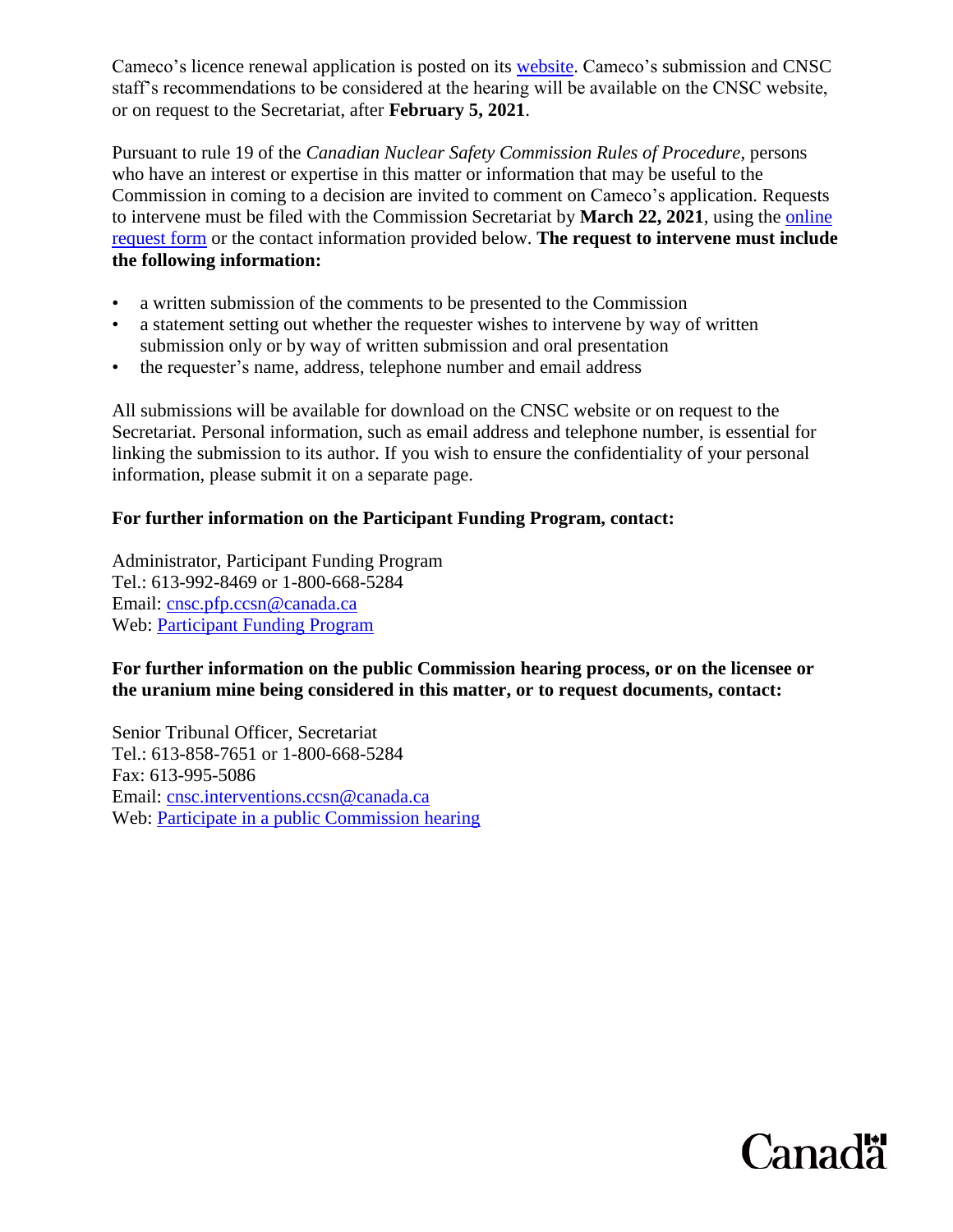Cameco's licence renewal application is posted on its website. Cameco's submission and CNSC staff's recommendations to be considered at the hearing will be available on the CNSC website, or on request to the Secretariat, after **February 5, 2021**.

Pursuant to rule 19 of the *Canadian Nuclear Safety Commission Rules of Procedure*, persons who have an interest or expertise in this matter or information that may be useful to the Commission in coming to a decision are invited to comment on Cameco's application. Requests to intervene must be filed with the Commission Secretariat by **March 22, 2021**, using the online request form or the contact information provided below. **The request to intervene must include the following information:**

- a written submission of the comments to be presented to the Commission
- a statement setting out whether the requester wishes to intervene by way of written submission only or by way of written submission and oral presentation
- the requester's name, address, telephone number and email address

All submissions will be available for download on the CNSC website or on request to the Secretariat. Personal information, such as email address and telephone number, is essential for linking the submission to its author. If you wish to ensure the confidentiality of your personal information, please submit it on a separate page.

**For further information on the Participant Funding Program, contact:**

Administrator, Participant Funding Program
Tel.: 613-992-8469 or 1-800-668-5284
Email: cnsc.pfp.ccsn@canada.ca
Web: Participant Funding Program

**For further information on the public Commission hearing process, or on the licensee or the uranium mine being considered in this matter, or to request documents, contact:**

Senior Tribunal Officer, Secretariat
Tel.: 613-858-7651 or 1-800-668-5284
Fax: 613-995-5086
Email: cnsc.interventions.ccsn@canada.ca
Web: Participate in a public Commission hearing